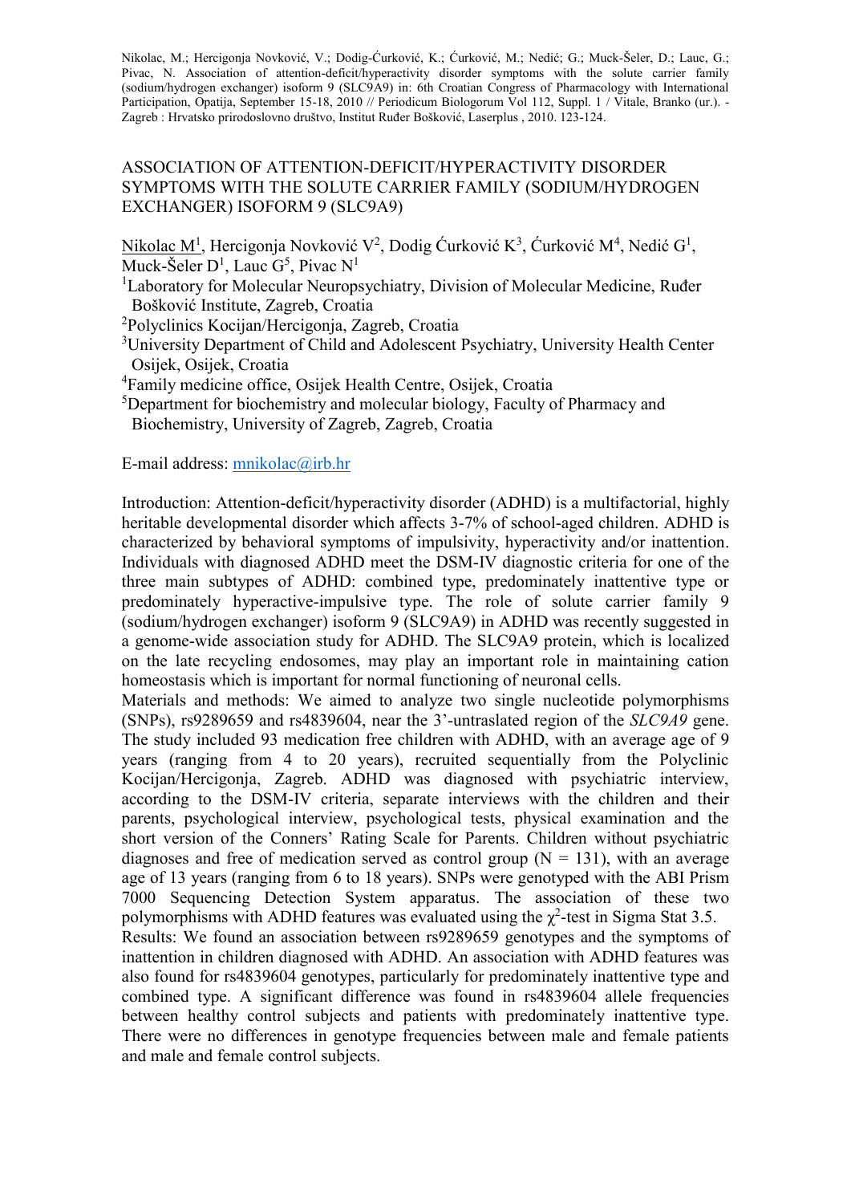Nikolac, M.; Hercigonja Novković, V.; Dodig-Ćurković, K.; Ćurković, M.; Nedić; G.; Muck-Šeler, D.; Lauc, G.; Pivac, N. Association of attention-deficit/hyperactivity disorder symptoms with the solute carrier family (sodium/hydrogen exchanger) isoform 9 (SLC9A9) in: 6th Croatian Congress of Pharmacology with International Participation, Opatija, September 15-18, 2010 // Periodicum Biologorum Vol 112, Suppl. 1 / Vitale, Branko (ur.). - Zagreb : Hrvatsko prirodoslovno društvo, Institut Ruđer Bošković, Laserplus , 2010. 123-124.

# ASSOCIATION OF ATTENTION-DEFICIT/HYPERACTIVITY DISORDER SYMPTOMS WITH THE SOLUTE CARRIER FAMILY (SODIUM/HYDROGEN EXCHANGER) ISOFORM 9 (SLC9A9)

Nikolac M[1], Hercigonja Novković V[2], Dodig Ćurković K[3], Ćurković M[4], Nedić G[1], Muck-Šeler D[1], Lauc G[5], Pivac N[1]

[1]Laboratory for Molecular Neuropsychiatry, Division of Molecular Medicine, Ruđer Bošković Institute, Zagreb, Croatia
[2]Polyclinics Kocijan/Hercigonja, Zagreb, Croatia
[3]University Department of Child and Adolescent Psychiatry, University Health Center Osijek, Osijek, Croatia
[4]Family medicine office, Osijek Health Centre, Osijek, Croatia
[5]Department for biochemistry and molecular biology, Faculty of Pharmacy and Biochemistry, University of Zagreb, Zagreb, Croatia

E-mail address: mnikolac@irb.hr

Introduction: Attention-deficit/hyperactivity disorder (ADHD) is a multifactorial, highly heritable developmental disorder which affects 3-7% of school-aged children. ADHD is characterized by behavioral symptoms of impulsivity, hyperactivity and/or inattention. Individuals with diagnosed ADHD meet the DSM-IV diagnostic criteria for one of the three main subtypes of ADHD: combined type, predominately inattentive type or predominately hyperactive-impulsive type. The role of solute carrier family 9 (sodium/hydrogen exchanger) isoform 9 (SLC9A9) in ADHD was recently suggested in a genome-wide association study for ADHD. The SLC9A9 protein, which is localized on the late recycling endosomes, may play an important role in maintaining cation homeostasis which is important for normal functioning of neuronal cells.

Materials and methods: We aimed to analyze two single nucleotide polymorphisms (SNPs), rs9289659 and rs4839604, near the 3'-untraslated region of the *SLC9A9* gene. The study included 93 medication free children with ADHD, with an average age of 9 years (ranging from 4 to 20 years), recruited sequentially from the Polyclinic Kocijan/Hercigonja, Zagreb. ADHD was diagnosed with psychiatric interview, according to the DSM-IV criteria, separate interviews with the children and their parents, psychological interview, psychological tests, physical examination and the short version of the Conners' Rating Scale for Parents. Children without psychiatric diagnoses and free of medication served as control group (N = 131), with an average age of 13 years (ranging from 6 to 18 years). SNPs were genotyped with the ABI Prism 7000 Sequencing Detection System apparatus. The association of these two polymorphisms with ADHD features was evaluated using the $\chi^2$-test in Sigma Stat 3.5.

Results: We found an association between rs9289659 genotypes and the symptoms of inattention in children diagnosed with ADHD. An association with ADHD features was also found for rs4839604 genotypes, particularly for predominately inattentive type and combined type. A significant difference was found in rs4839604 allele frequencies between healthy control subjects and patients with predominately inattentive type. There were no differences in genotype frequencies between male and female patients and male and female control subjects.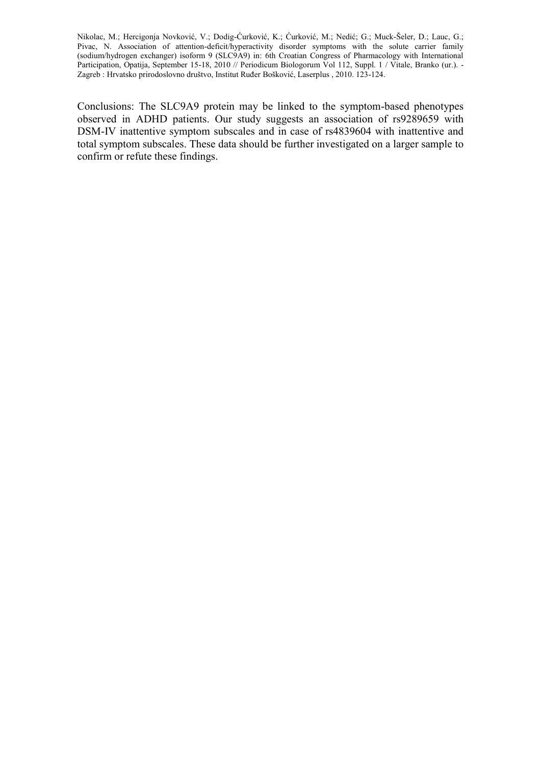Conclusions: The SLC9A9 protein may be linked to the symptom-based phenotypes observed in ADHD patients. Our study suggests an association of rs9289659 with DSM-IV inattentive symptom subscales and in case of rs4839604 with inattentive and total symptom subscales. These data should be further investigated on a larger sample to confirm or refute these findings.